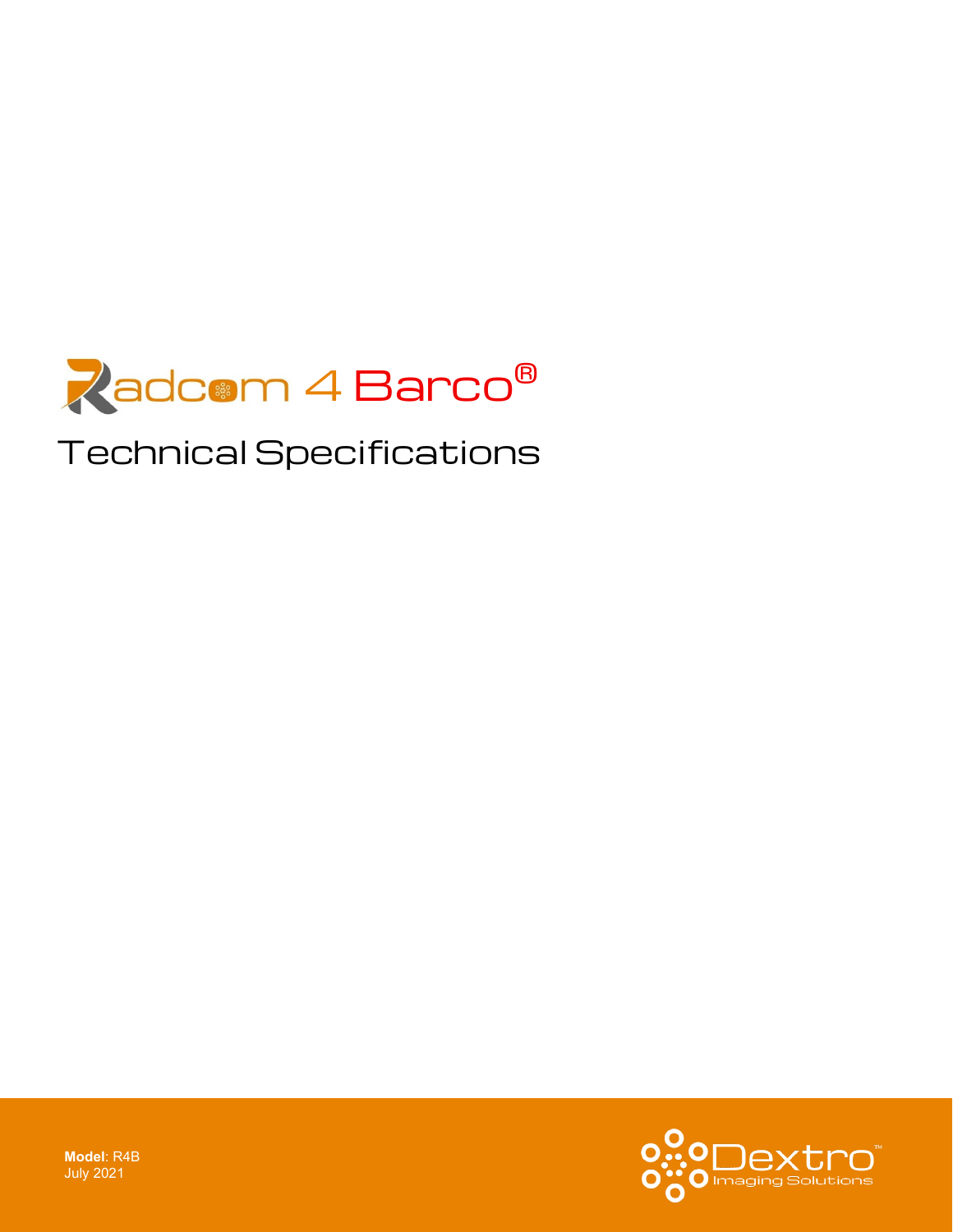# Radcom 4 Barco®

## Technical Specifications

**Model**: R4B
July 2021

Dextro™
Imaging Solutions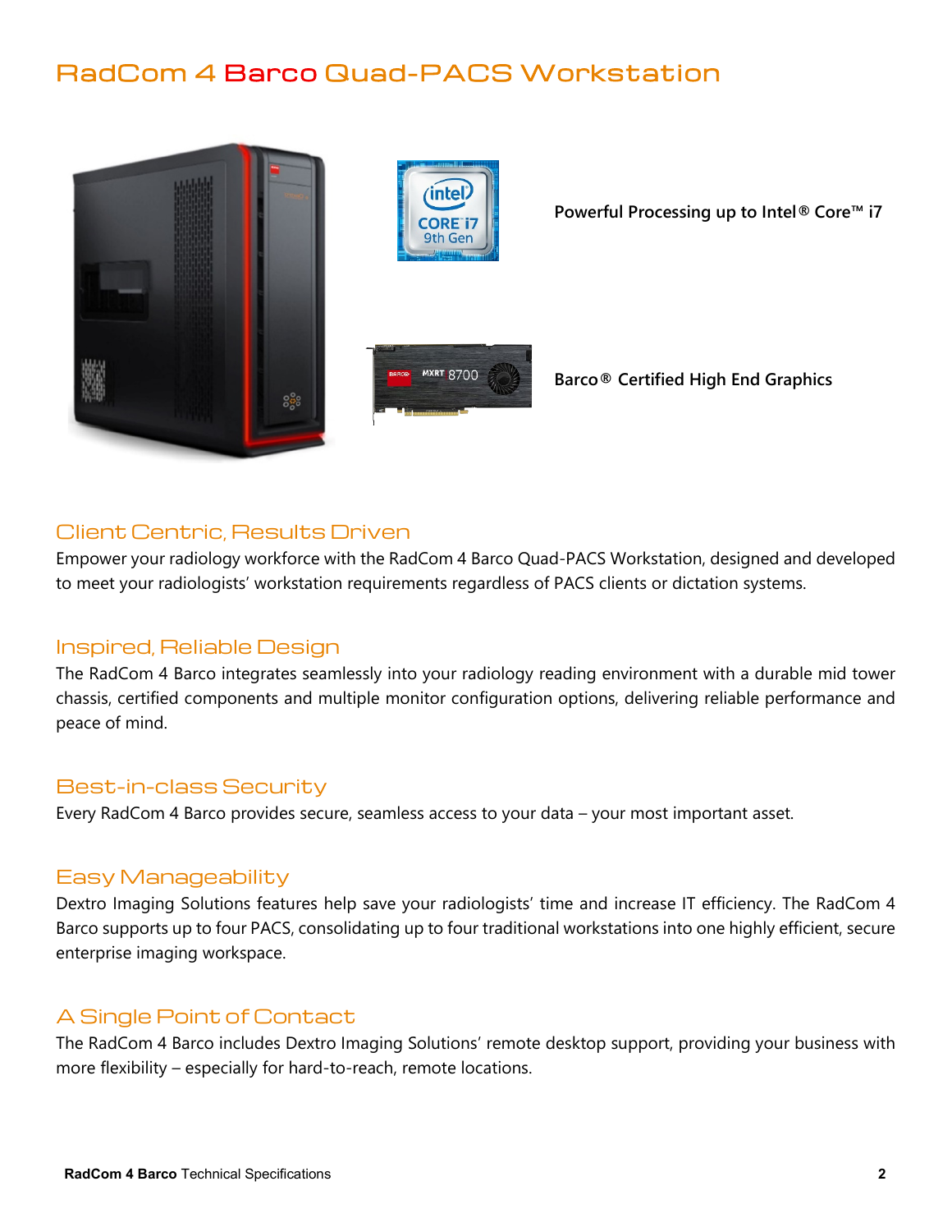# RadCom 4 Barco Quad-PACS Workstation

**Powerful Processing up to Intel® Core™ i7**

**Barco® Certified High End Graphics**

## Client Centric, Results Driven

Empower your radiology workforce with the RadCom 4 Barco Quad-PACS Workstation, designed and developed to meet your radiologists' workstation requirements regardless of PACS clients or dictation systems.

## Inspired, Reliable Design

The RadCom 4 Barco integrates seamlessly into your radiology reading environment with a durable mid tower chassis, certified components and multiple monitor configuration options, delivering reliable performance and peace of mind.

## Best-in-class Security

Every RadCom 4 Barco provides secure, seamless access to your data – your most important asset.

## Easy Manageability

Dextro Imaging Solutions features help save your radiologists' time and increase IT efficiency. The RadCom 4 Barco supports up to four PACS, consolidating up to four traditional workstations into one highly efficient, secure enterprise imaging workspace.

## A Single Point of Contact

The RadCom 4 Barco includes Dextro Imaging Solutions' remote desktop support, providing your business with more flexibility – especially for hard-to-reach, remote locations.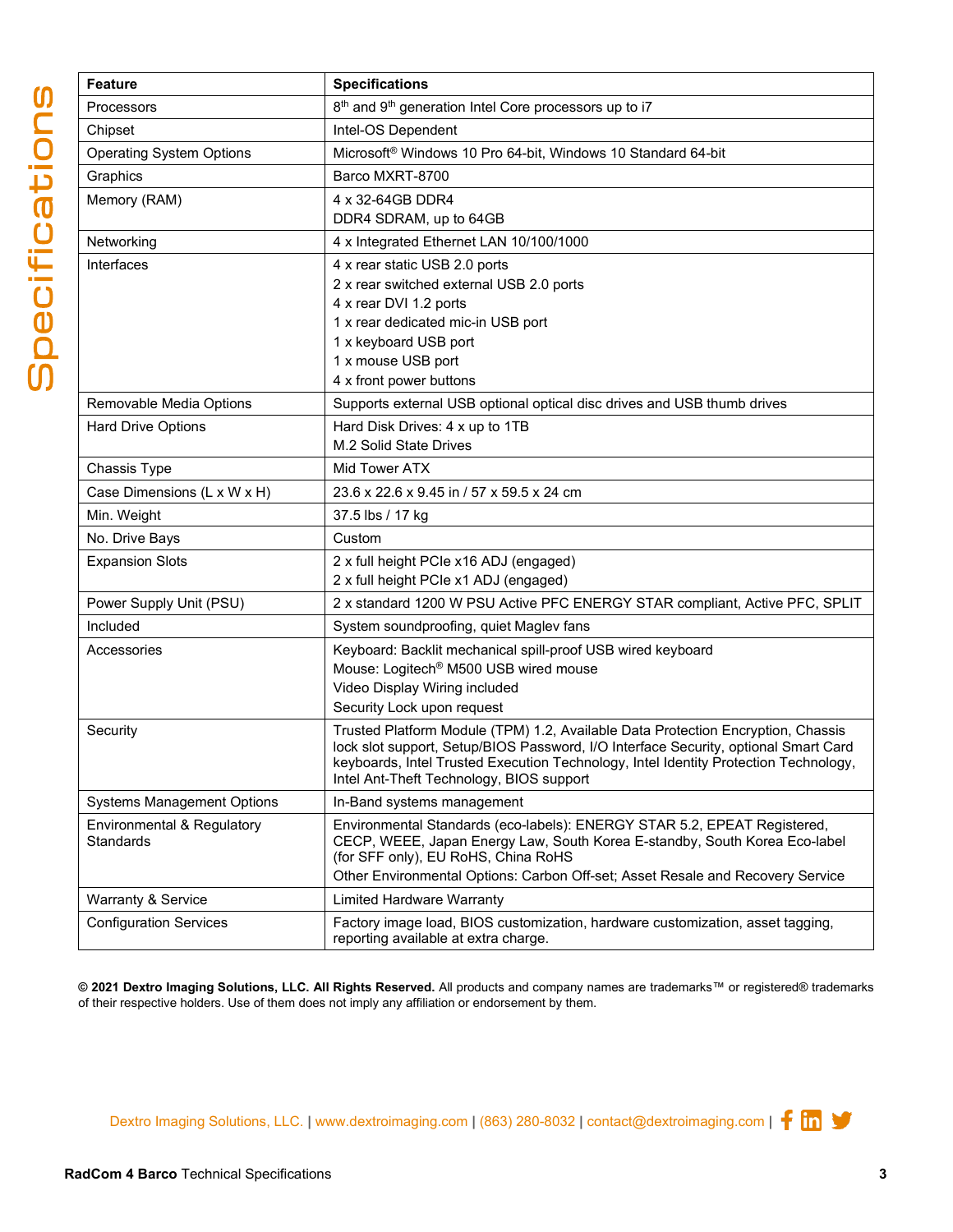# Specifications

| Feature | Specifications |
|---|---|
| Processors | 8th and 9th generation Intel Core processors up to i7 |
| Chipset | Intel-OS Dependent |
| Operating System Options | Microsoft® Windows 10 Pro 64-bit, Windows 10 Standard 64-bit |
| Graphics | Barco MXRT-8700 |
| Memory (RAM) | 4 x 32-64GB DDR4<br>DDR4 SDRAM, up to 64GB |
| Networking | 4 x Integrated Ethernet LAN 10/100/1000 |
| Interfaces | 4 x rear static USB 2.0 ports<br>2 x rear switched external USB 2.0 ports<br>4 x rear DVI 1.2 ports<br>1 x rear dedicated mic-in USB port<br>1 x keyboard USB port<br>1 x mouse USB port<br>4 x front power buttons |
| Removable Media Options | Supports external USB optional optical disc drives and USB thumb drives |
| Hard Drive Options | Hard Disk Drives: 4 x up to 1TB<br>M.2 Solid State Drives |
| Chassis Type | Mid Tower ATX |
| Case Dimensions (L x W x H) | 23.6 x 22.6 x 9.45 in / 57 x 59.5 x 24 cm |
| Min. Weight | 37.5 lbs / 17 kg |
| No. Drive Bays | Custom |
| Expansion Slots | 2 x full height PCIe x16 ADJ (engaged)<br>2 x full height PCIe x1 ADJ (engaged) |
| Power Supply Unit (PSU) | 2 x standard 1200 W PSU Active PFC ENERGY STAR compliant, Active PFC, SPLIT |
| Included | System soundproofing, quiet Maglev fans |
| Accessories | Keyboard: Backlit mechanical spill-proof USB wired keyboard<br>Mouse: Logitech® M500 USB wired mouse<br>Video Display Wiring included<br>Security Lock upon request |
| Security | Trusted Platform Module (TPM) 1.2, Available Data Protection Encryption, Chassis lock slot support, Setup/BIOS Password, I/O Interface Security, optional Smart Card keyboards, Intel Trusted Execution Technology, Intel Identity Protection Technology, Intel Ant-Theft Technology, BIOS support |
| Systems Management Options | In-Band systems management |
| Environmental & Regulatory Standards | Environmental Standards (eco-labels): ENERGY STAR 5.2, EPEAT Registered, CECP, WEEE, Japan Energy Law, South Korea E-standby, South Korea Eco-label (for SFF only), EU RoHS, China RoHS<br>Other Environmental Options: Carbon Off-set; Asset Resale and Recovery Service |
| Warranty & Service | Limited Hardware Warranty |
| Configuration Services | Factory image load, BIOS customization, hardware customization, asset tagging, reporting available at extra charge. |

**© 2021 Dextro Imaging Solutions, LLC. All Rights Reserved.** All products and company names are trademarks™ or registered® trademarks of their respective holders. Use of them does not imply any affiliation or endorsement by them.

Dextro Imaging Solutions, LLC. | www.dextroimaging.com | (863) 280-8032 | contact@dextroimaging.com |